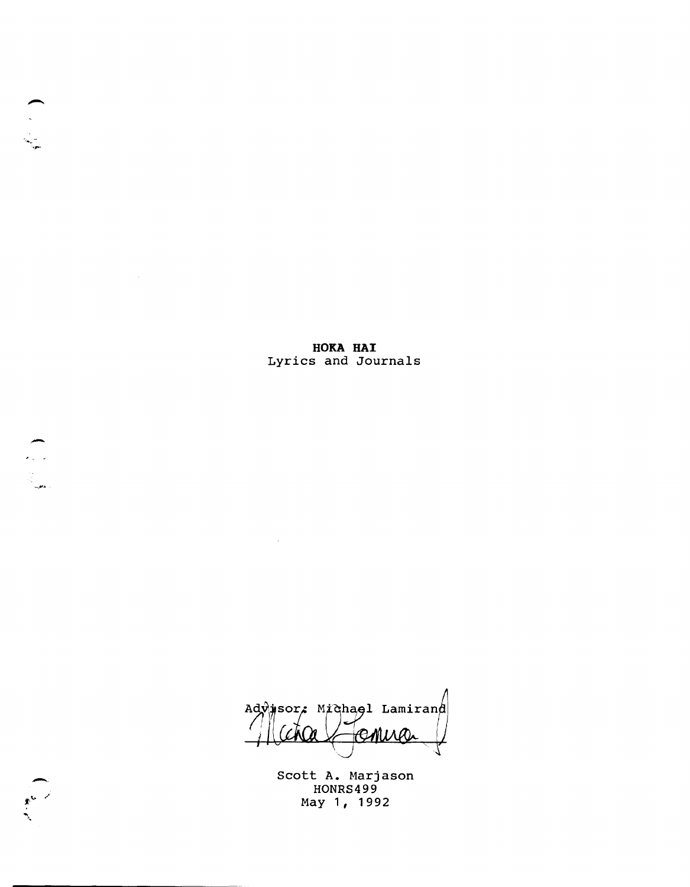**HOKA HAI**
Lyrics and Journals

Advisor: Michael Lamirand

Scott A. Marjason
HONRS499
May 1, 1992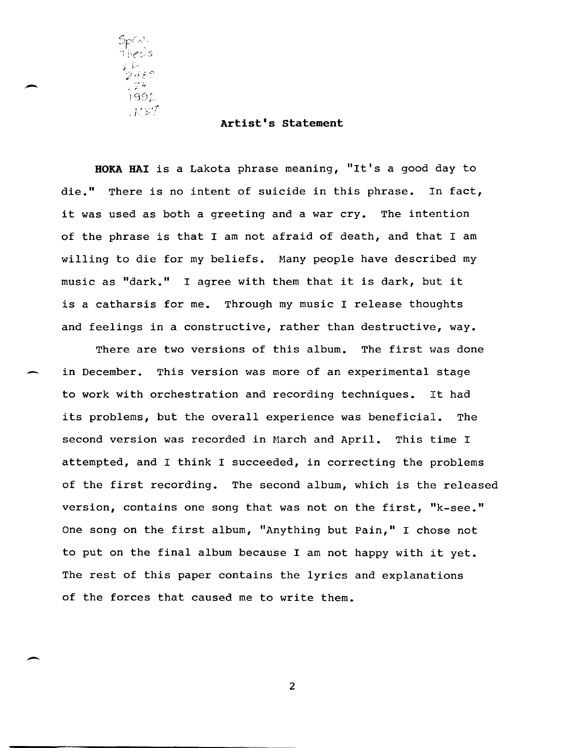## Artist's Statement

**HOKA HAI** is a Lakota phrase meaning, "It's a good day to die." There is no intent of suicide in this phrase. In fact, it was used as both a greeting and a war cry. The intention of the phrase is that I am not afraid of death, and that I am willing to die for my beliefs. Many people have described my music as "dark." I agree with them that it is dark, but it is a catharsis for me. Through my music I release thoughts and feelings in a constructive, rather than destructive, way.

There are two versions of this album. The first was done in December. This version was more of an experimental stage to work with orchestration and recording techniques. It had its problems, but the overall experience was beneficial. The second version was recorded in March and April. This time I attempted, and I think I succeeded, in correcting the problems of the first recording. The second album, which is the released version, contains one song that was not on the first, "k-see." One song on the first album, "Anything but Pain," I chose not to put on the final album because I am not happy with it yet. The rest of this paper contains the lyrics and explanations of the forces that caused me to write them.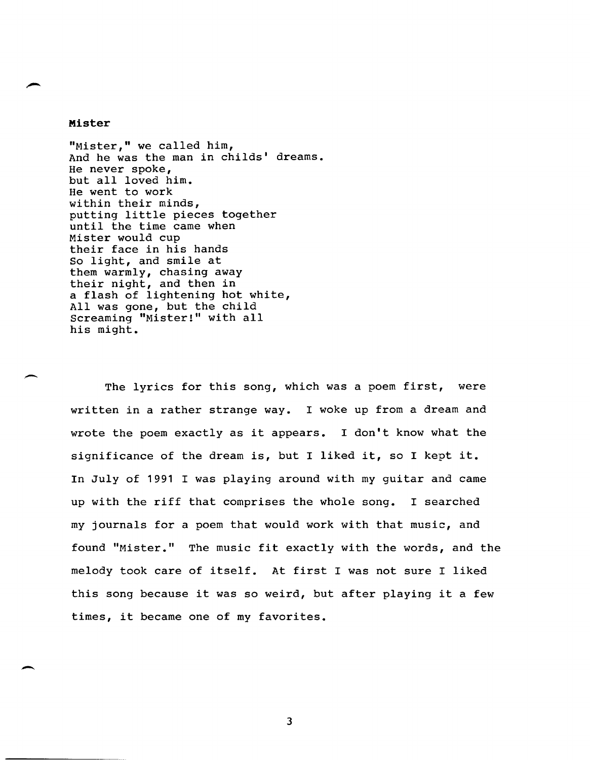**Mister**

"Mister," we called him,  
And he was the man in childs' dreams.  
He never spoke,  
but all loved him.  
He went to work  
within their minds,  
putting little pieces together  
until the time came when  
Mister would cup  
their face in his hands  
So light, and smile at  
them warmly, chasing away  
their night, and then in  
a flash of lightening hot white,  
All was gone, but the child  
Screaming "Mister!" with all  
his might.

The lyrics for this song, which was a poem first, were written in a rather strange way. I woke up from a dream and wrote the poem exactly as it appears. I don't know what the significance of the dream is, but I liked it, so I kept it. In July of 1991 I was playing around with my guitar and came up with the riff that comprises the whole song. I searched my journals for a poem that would work with that music, and found "Mister." The music fit exactly with the words, and the melody took care of itself. At first I was not sure I liked this song because it was so weird, but after playing it a few times, it became one of my favorites.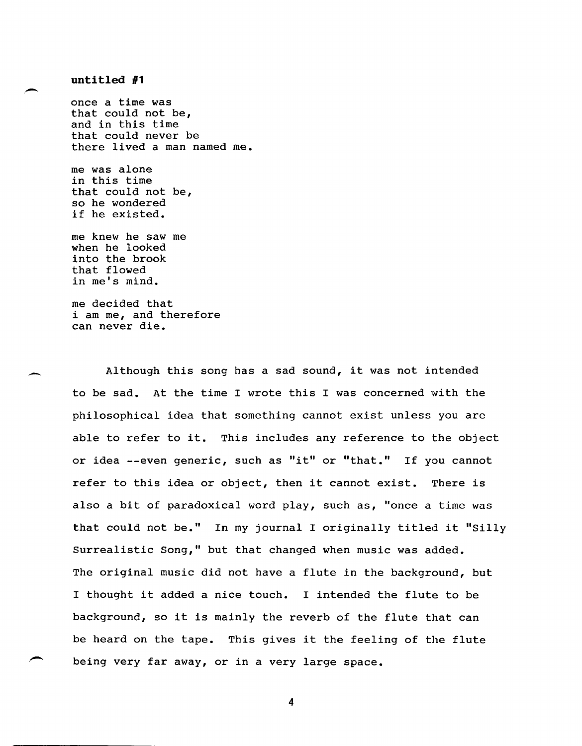**untitled #1**

once a time was
that could not be,
and in this time
that could never be
there lived a man named me.

me was alone
in this time
that could not be,
so he wondered
if he existed.

me knew he saw me
when he looked
into the brook
that flowed
in me's mind.

me decided that
i am me, and therefore
can never die.

Although this song has a sad sound, it was not intended to be sad. At the time I wrote this I was concerned with the philosophical idea that something cannot exist unless you are able to refer to it. This includes any reference to the object or idea --even generic, such as "it" or "that." If you cannot refer to this idea or object, then it cannot exist. There is also a bit of paradoxical word play, such as, "once a time was that could not be." In my journal I originally titled it "Silly Surrealistic Song," but that changed when music was added. The original music did not have a flute in the background, but I thought it added a nice touch. I intended the flute to be background, so it is mainly the reverb of the flute that can be heard on the tape. This gives it the feeling of the flute being very far away, or in a very large space.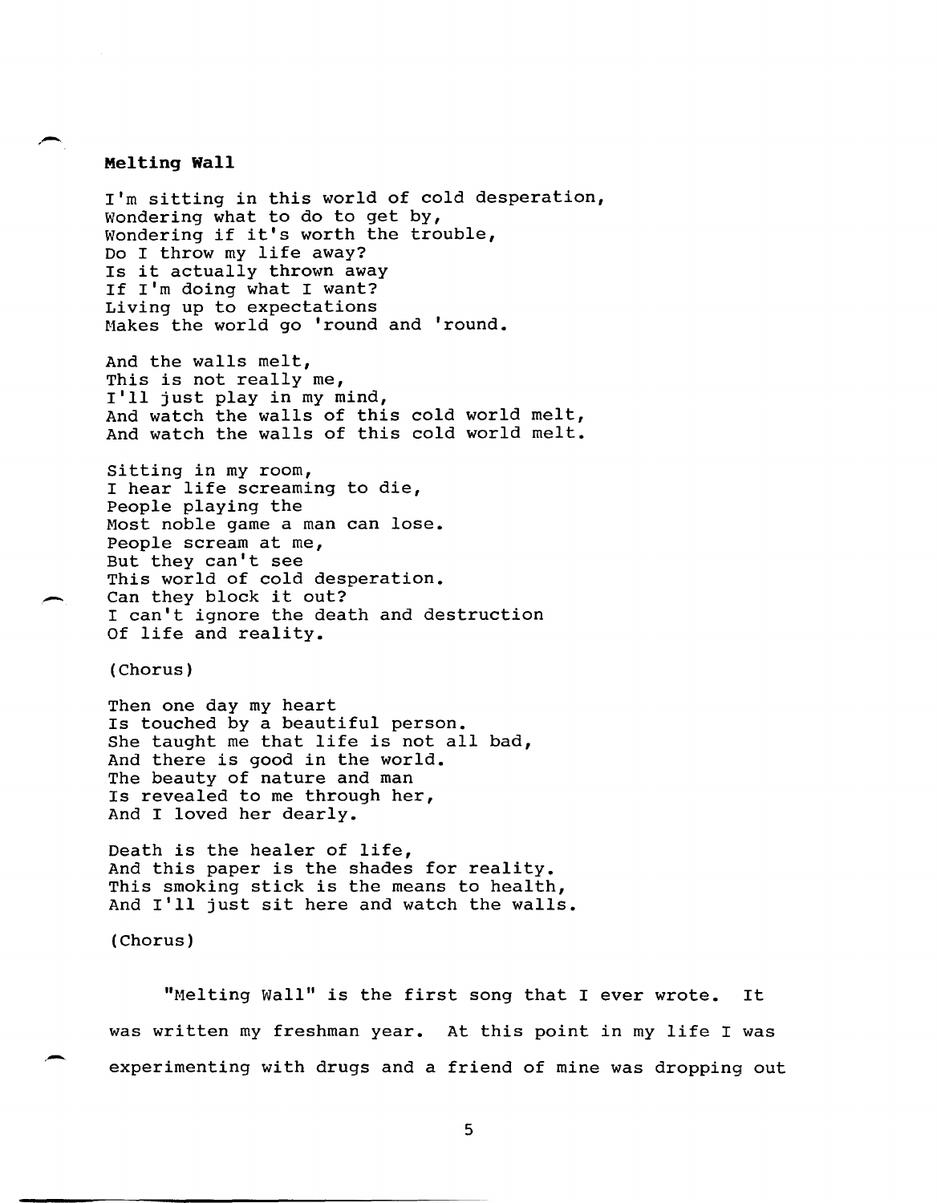**Melting Wall**

I'm sitting in this world of cold desperation,
Wondering what to do to get by,
Wondering if it's worth the trouble,
Do I throw my life away?
Is it actually thrown away
If I'm doing what I want?
Living up to expectations
Makes the world go 'round and 'round.

And the walls melt,
This is not really me,
I'll just play in my mind,
And watch the walls of this cold world melt,
And watch the walls of this cold world melt.

Sitting in my room,
I hear life screaming to die,
People playing the
Most noble game a man can lose.
People scream at me,
But they can't see
This world of cold desperation.
Can they block it out?
I can't ignore the death and destruction
Of life and reality.

(Chorus)

Then one day my heart
Is touched by a beautiful person.
She taught me that life is not all bad,
And there is good in the world.
The beauty of nature and man
Is revealed to me through her,
And I loved her dearly.

Death is the healer of life,
And this paper is the shades for reality.
This smoking stick is the means to health,
And I'll just sit here and watch the walls.

(Chorus)

"Melting Wall" is the first song that I ever wrote. It was written my freshman year. At this point in my life I was experimenting with drugs and a friend of mine was dropping out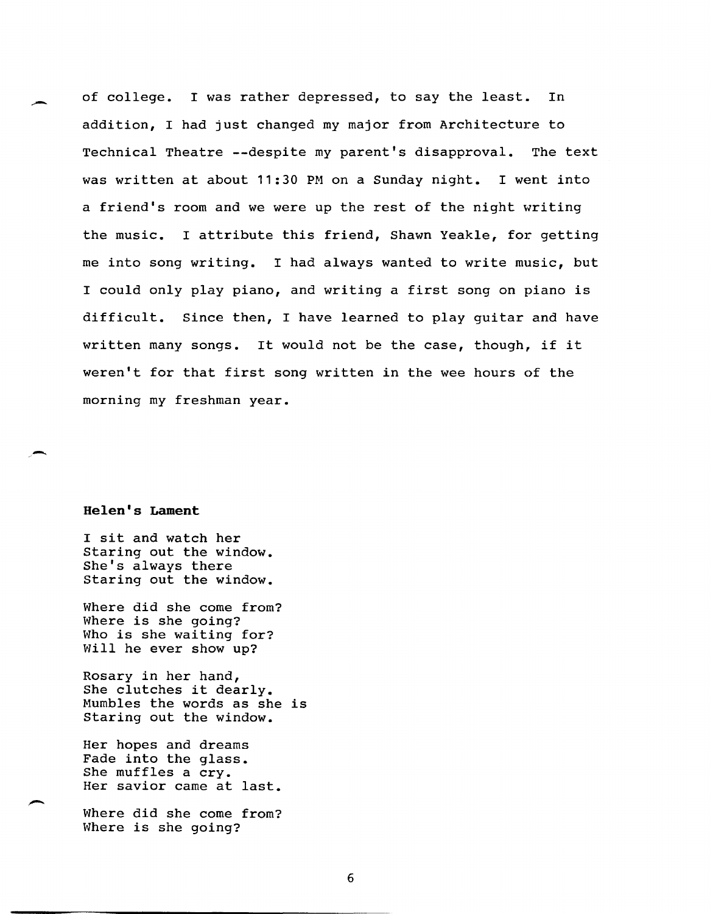of college. I was rather depressed, to say the least. In addition, I had just changed my major from Architecture to Technical Theatre --despite my parent's disapproval. The text was written at about 11:30 PM on a Sunday night. I went into a friend's room and we were up the rest of the night writing the music. I attribute this friend, Shawn Yeakle, for getting me into song writing. I had always wanted to write music, but I could only play piano, and writing a first song on piano is difficult. Since then, I have learned to play guitar and have written many songs. It would not be the case, though, if it weren't for that first song written in the wee hours of the morning my freshman year.

**Helen's Lament**

I sit and watch her  
Staring out the window.  
She's always there  
Staring out the window.

Where did she come from?  
Where is she going?  
Who is she waiting for?  
Will he ever show up?

Rosary in her hand,  
She clutches it dearly.  
Mumbles the words as she is  
Staring out the window.

Her hopes and dreams  
Fade into the glass.  
She muffles a cry.  
Her savior came at last.

Where did she come from?  
Where is she going?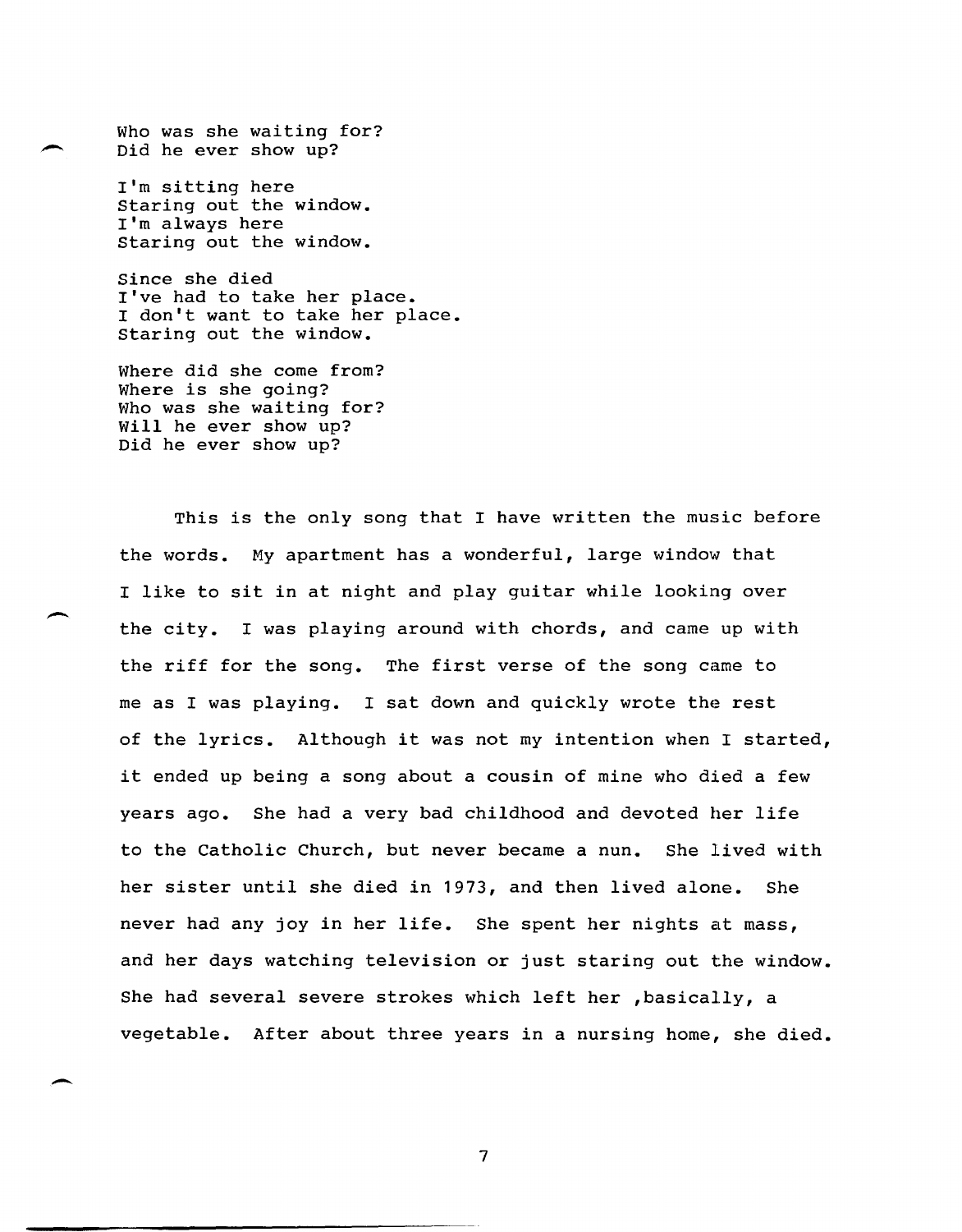Who was she waiting for?
Did he ever show up?

I'm sitting here
Staring out the window.
I'm always here
Staring out the window.

Since she died
I've had to take her place.
I don't want to take her place.
Staring out the window.

Where did she come from?
Where is she going?
Who was she waiting for?
Will he ever show up?
Did he ever show up?

This is the only song that I have written the music before the words. My apartment has a wonderful, large window that I like to sit in at night and play guitar while looking over the city. I was playing around with chords, and came up with the riff for the song. The first verse of the song came to me as I was playing. I sat down and quickly wrote the rest of the lyrics. Although it was not my intention when I started, it ended up being a song about a cousin of mine who died a few years ago. She had a very bad childhood and devoted her life to the Catholic Church, but never became a nun. She lived with her sister until she died in 1973, and then lived alone. She never had any joy in her life. She spent her nights at mass, and her days watching television or just staring out the window. She had several severe strokes which left her ,basically, a vegetable. After about three years in a nursing home, she died.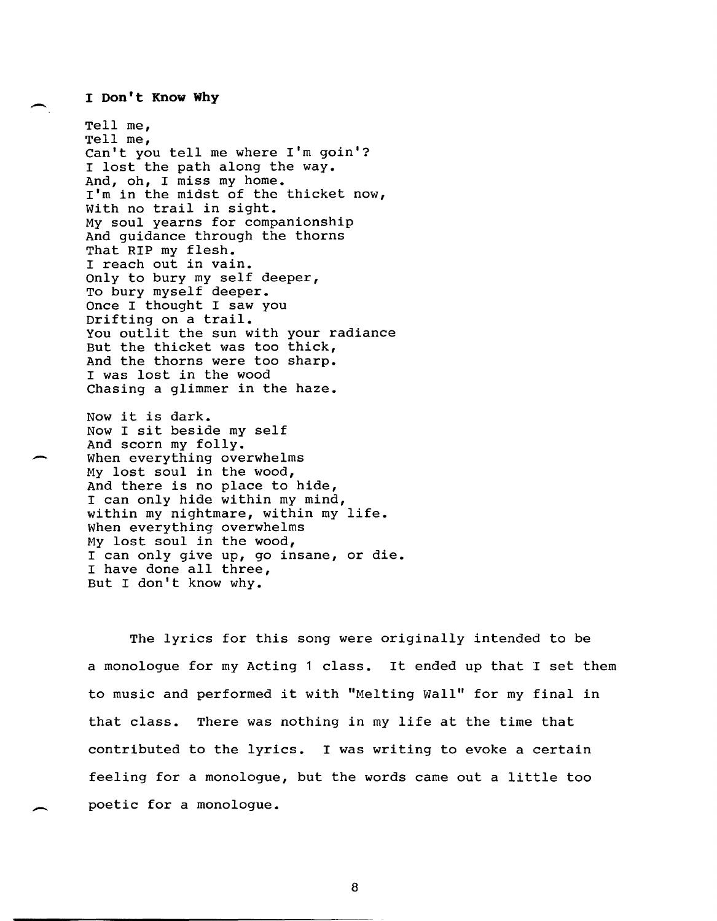**I Don't Know Why**

Tell me,  
Tell me,  
Can't you tell me where I'm goin'?  
I lost the path along the way.  
And, oh, I miss my home.  
I'm in the midst of the thicket now,  
With no trail in sight.  
My soul yearns for companionship  
And guidance through the thorns  
That RIP my flesh.  
I reach out in vain.  
Only to bury my self deeper,  
To bury myself deeper.  
Once I thought I saw you  
Drifting on a trail.  
You outlit the sun with your radiance  
But the thicket was too thick,  
And the thorns were too sharp.  
I was lost in the wood  
Chasing a glimmer in the haze.

Now it is dark.  
Now I sit beside my self  
And scorn my folly.  
When everything overwhelms  
My lost soul in the wood,  
And there is no place to hide,  
I can only hide within my mind,  
within my nightmare, within my life.  
When everything overwhelms  
My lost soul in the wood,  
I can only give up, go insane, or die.  
I have done all three,  
But I don't know why.

The lyrics for this song were originally intended to be a monologue for my Acting 1 class. It ended up that I set them to music and performed it with "Melting Wall" for my final in that class. There was nothing in my life at the time that contributed to the lyrics. I was writing to evoke a certain feeling for a monologue, but the words came out a little too poetic for a monologue.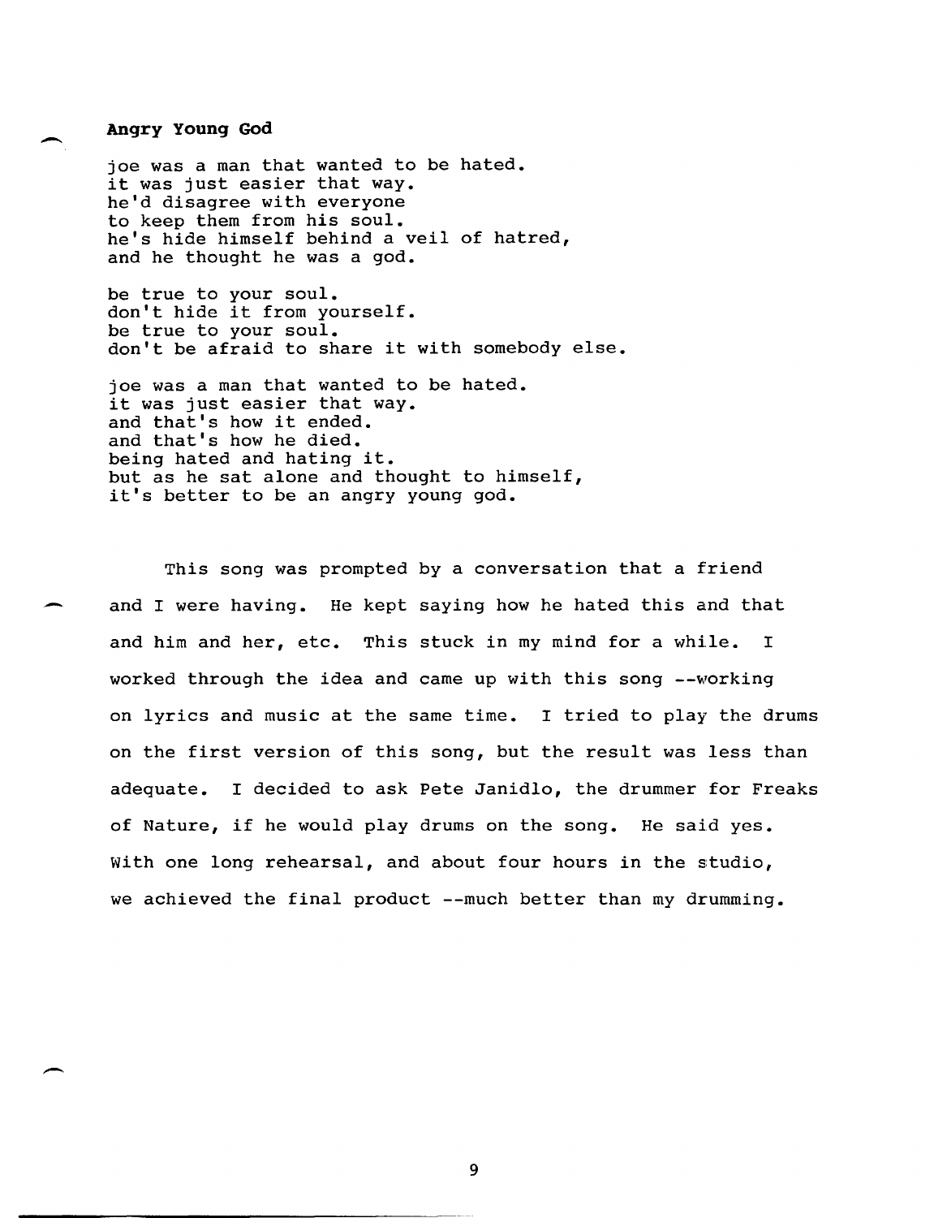**Angry Young God**

joe was a man that wanted to be hated.  
it was just easier that way.  
he'd disagree with everyone  
to keep them from his soul.  
he's hide himself behind a veil of hatred,  
and he thought he was a god.

be true to your soul.  
don't hide it from yourself.  
be true to your soul.  
don't be afraid to share it with somebody else.

joe was a man that wanted to be hated.  
it was just easier that way.  
and that's how it ended.  
and that's how he died.  
being hated and hating it.  
but as he sat alone and thought to himself,  
it's better to be an angry young god.

This song was prompted by a conversation that a friend and I were having. He kept saying how he hated this and that and him and her, etc. This stuck in my mind for a while. I worked through the idea and came up with this song --working on lyrics and music at the same time. I tried to play the drums on the first version of this song, but the result was less than adequate. I decided to ask Pete Janidlo, the drummer for Freaks of Nature, if he would play drums on the song. He said yes. With one long rehearsal, and about four hours in the studio, we achieved the final product --much better than my drumming.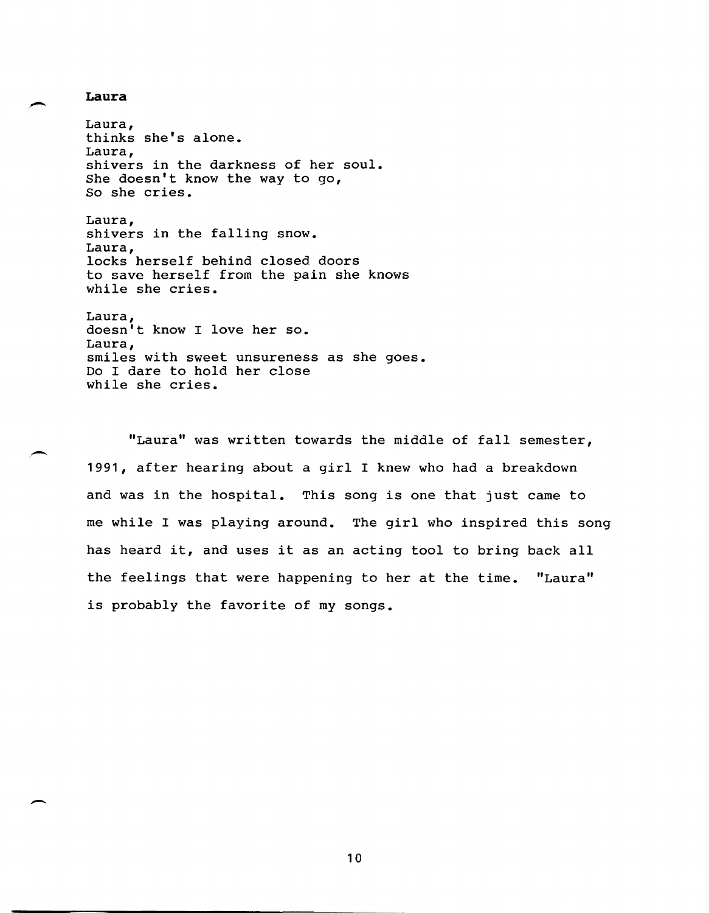**Laura**

Laura,  
thinks she's alone.  
Laura,  
shivers in the darkness of her soul.  
She doesn't know the way to go,  
So she cries.

Laura,  
shivers in the falling snow.  
Laura,  
locks herself behind closed doors  
to save herself from the pain she knows  
while she cries.

Laura,  
doesn't know I love her so.  
Laura,  
smiles with sweet unsureness as she goes.  
Do I dare to hold her close  
while she cries.

"Laura" was written towards the middle of fall semester, 1991, after hearing about a girl I knew who had a breakdown and was in the hospital. This song is one that just came to me while I was playing around. The girl who inspired this song has heard it, and uses it as an acting tool to bring back all the feelings that were happening to her at the time. "Laura" is probably the favorite of my songs.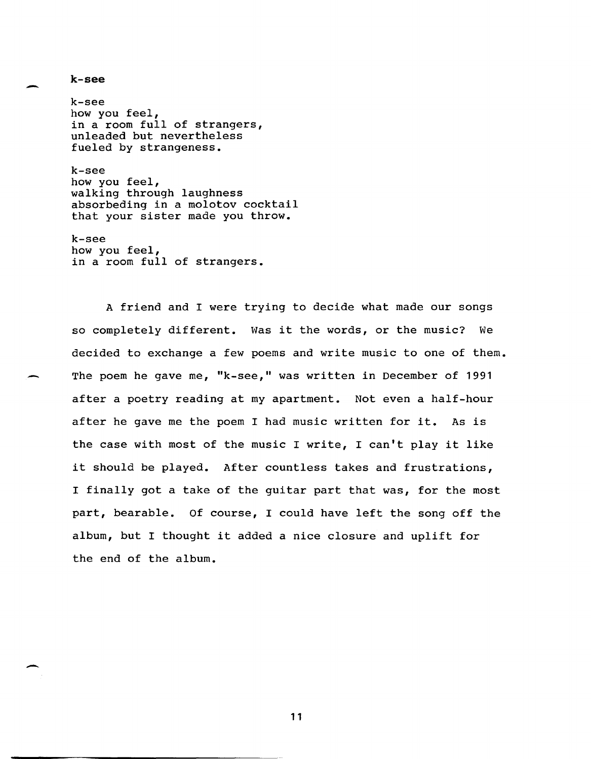**k-see**

k-see  
how you feel,  
in a room full of strangers,  
unleaded but nevertheless  
fueled by strangeness.

k-see  
how you feel,  
walking through laughness  
absorbeding in a molotov cocktail  
that your sister made you throw.

k-see  
how you feel,  
in a room full of strangers.

A friend and I were trying to decide what made our songs so completely different. Was it the words, or the music? We decided to exchange a few poems and write music to one of them. The poem he gave me, "k-see," was written in December of 1991 after a poetry reading at my apartment. Not even a half-hour after he gave me the poem I had music written for it. As is the case with most of the music I write, I can't play it like it should be played. After countless takes and frustrations, I finally got a take of the guitar part that was, for the most part, bearable. Of course, I could have left the song off the album, but I thought it added a nice closure and uplift for the end of the album.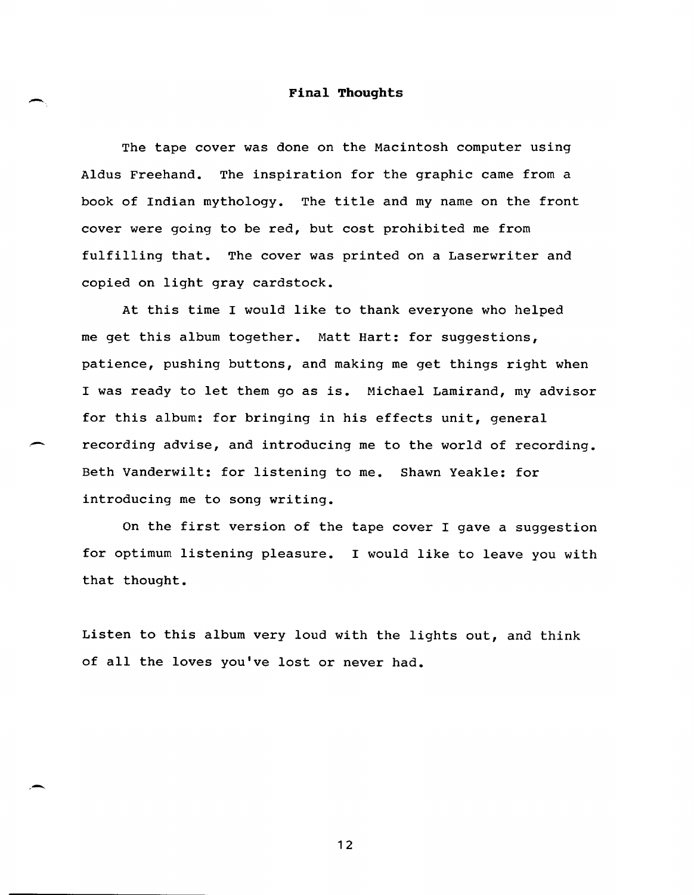## Final Thoughts

The tape cover was done on the Macintosh computer using Aldus Freehand. The inspiration for the graphic came from a book of Indian mythology. The title and my name on the front cover were going to be red, but cost prohibited me from fulfilling that. The cover was printed on a Laserwriter and copied on light gray cardstock.

At this time I would like to thank everyone who helped me get this album together. Matt Hart: for suggestions, patience, pushing buttons, and making me get things right when I was ready to let them go as is. Michael Lamirand, my advisor for this album: for bringing in his effects unit, general recording advise, and introducing me to the world of recording. Beth Vanderwilt: for listening to me. Shawn Yeakle: for introducing me to song writing.

On the first version of the tape cover I gave a suggestion for optimum listening pleasure. I would like to leave you with that thought.

Listen to this album very loud with the lights out, and think of all the loves you've lost or never had.